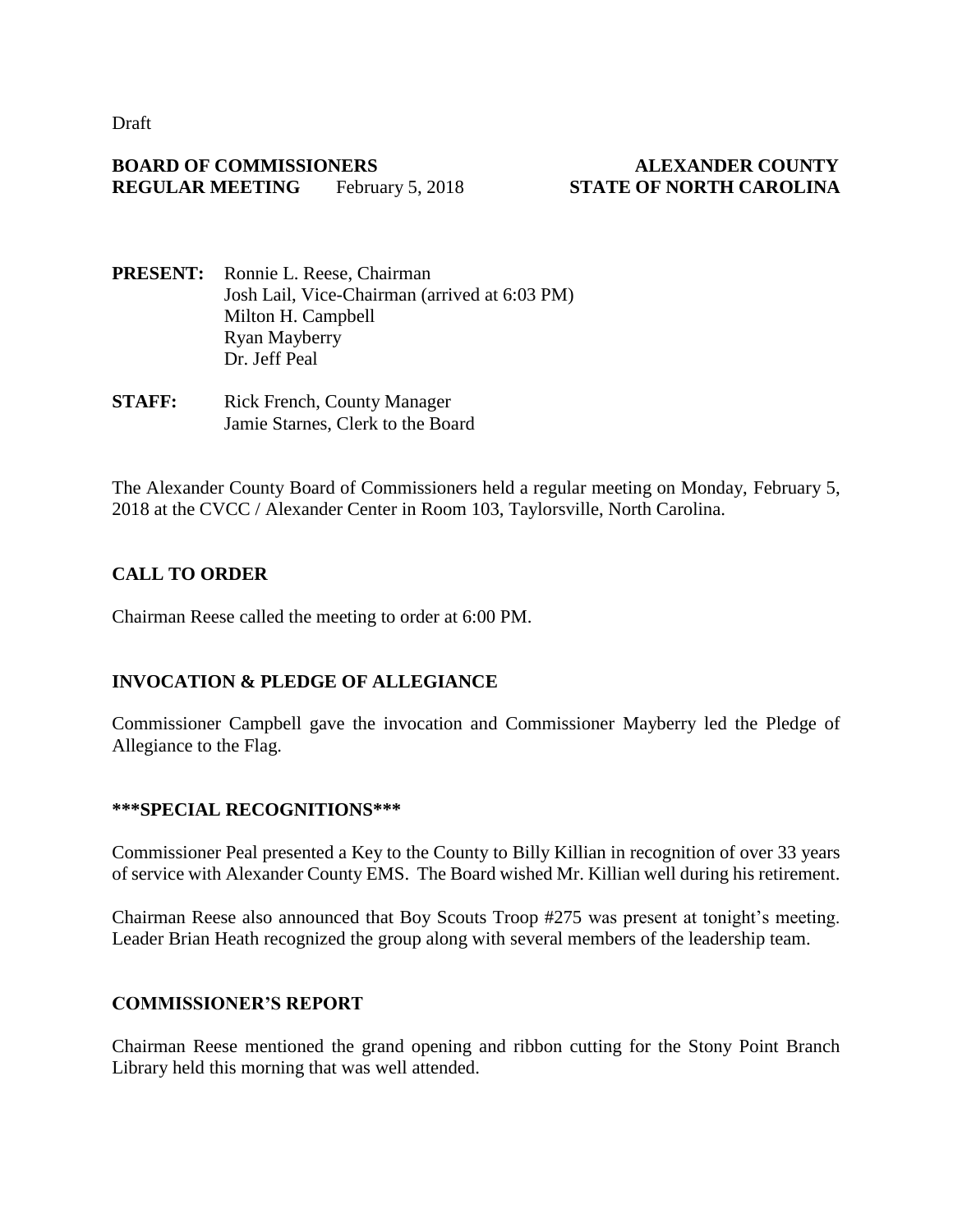Draft

**BOARD OF COMMISSIONERS** **ALEXANDER COUNTY**
**REGULAR MEETING** February 5, 2018 **STATE OF NORTH CAROLINA**

**PRESENT:** Ronnie L. Reese, Chairman
Josh Lail, Vice-Chairman (arrived at 6:03 PM)
Milton H. Campbell
Ryan Mayberry
Dr. Jeff Peal

**STAFF:** Rick French, County Manager
Jamie Starnes, Clerk to the Board

The Alexander County Board of Commissioners held a regular meeting on Monday, February 5, 2018 at the CVCC / Alexander Center in Room 103, Taylorsville, North Carolina.

## CALL TO ORDER

Chairman Reese called the meeting to order at 6:00 PM.

## INVOCATION & PLEDGE OF ALLEGIANCE

Commissioner Campbell gave the invocation and Commissioner Mayberry led the Pledge of Allegiance to the Flag.

## \*\*\*SPECIAL RECOGNITIONS\*\*\*

Commissioner Peal presented a Key to the County to Billy Killian in recognition of over 33 years of service with Alexander County EMS. The Board wished Mr. Killian well during his retirement.

Chairman Reese also announced that Boy Scouts Troop #275 was present at tonight's meeting. Leader Brian Heath recognized the group along with several members of the leadership team.

## COMMISSIONER'S REPORT

Chairman Reese mentioned the grand opening and ribbon cutting for the Stony Point Branch Library held this morning that was well attended.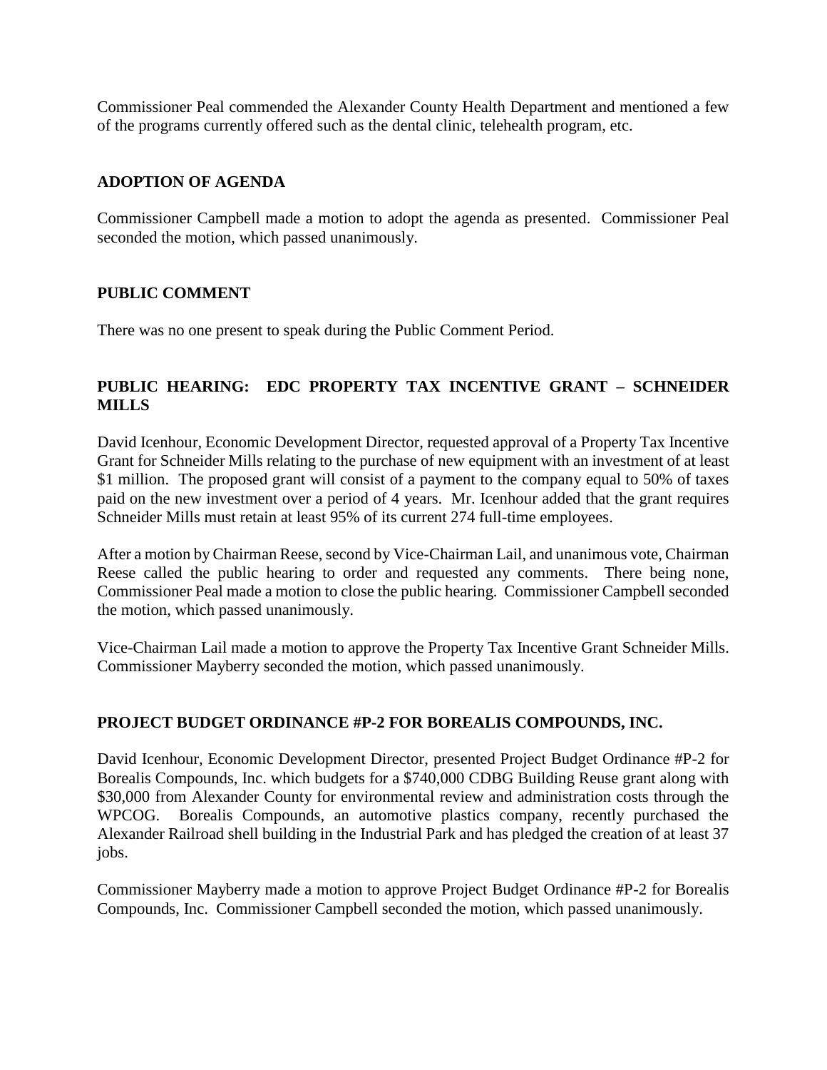Commissioner Peal commended the Alexander County Health Department and mentioned a few of the programs currently offered such as the dental clinic, telehealth program, etc.

## ADOPTION OF AGENDA

Commissioner Campbell made a motion to adopt the agenda as presented. Commissioner Peal seconded the motion, which passed unanimously.

## PUBLIC COMMENT

There was no one present to speak during the Public Comment Period.

## PUBLIC HEARING: EDC PROPERTY TAX INCENTIVE GRANT – SCHNEIDER MILLS

David Icenhour, Economic Development Director, requested approval of a Property Tax Incentive Grant for Schneider Mills relating to the purchase of new equipment with an investment of at least $1 million. The proposed grant will consist of a payment to the company equal to 50% of taxes paid on the new investment over a period of 4 years. Mr. Icenhour added that the grant requires Schneider Mills must retain at least 95% of its current 274 full-time employees.

After a motion by Chairman Reese, second by Vice-Chairman Lail, and unanimous vote, Chairman Reese called the public hearing to order and requested any comments. There being none, Commissioner Peal made a motion to close the public hearing. Commissioner Campbell seconded the motion, which passed unanimously.

Vice-Chairman Lail made a motion to approve the Property Tax Incentive Grant Schneider Mills. Commissioner Mayberry seconded the motion, which passed unanimously.

## PROJECT BUDGET ORDINANCE #P-2 FOR BOREALIS COMPOUNDS, INC.

David Icenhour, Economic Development Director, presented Project Budget Ordinance #P-2 for Borealis Compounds, Inc. which budgets for a $740,000 CDBG Building Reuse grant along with $30,000 from Alexander County for environmental review and administration costs through the WPCOG. Borealis Compounds, an automotive plastics company, recently purchased the Alexander Railroad shell building in the Industrial Park and has pledged the creation of at least 37 jobs.

Commissioner Mayberry made a motion to approve Project Budget Ordinance #P-2 for Borealis Compounds, Inc. Commissioner Campbell seconded the motion, which passed unanimously.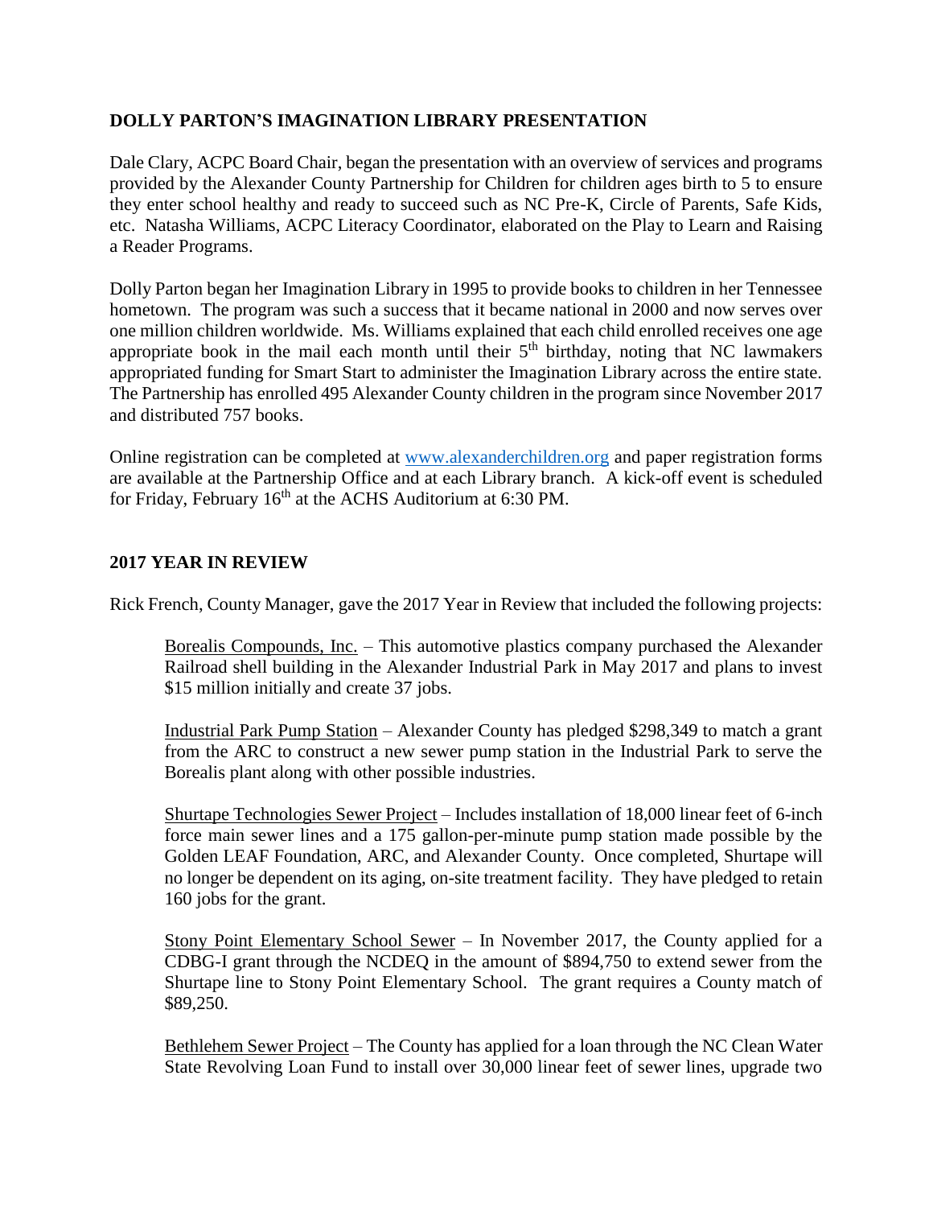## DOLLY PARTON'S IMAGINATION LIBRARY PRESENTATION

Dale Clary, ACPC Board Chair, began the presentation with an overview of services and programs provided by the Alexander County Partnership for Children for children ages birth to 5 to ensure they enter school healthy and ready to succeed such as NC Pre-K, Circle of Parents, Safe Kids, etc. Natasha Williams, ACPC Literacy Coordinator, elaborated on the Play to Learn and Raising a Reader Programs.

Dolly Parton began her Imagination Library in 1995 to provide books to children in her Tennessee hometown. The program was such a success that it became national in 2000 and now serves over one million children worldwide. Ms. Williams explained that each child enrolled receives one age appropriate book in the mail each month until their 5th birthday, noting that NC lawmakers appropriated funding for Smart Start to administer the Imagination Library across the entire state. The Partnership has enrolled 495 Alexander County children in the program since November 2017 and distributed 757 books.

Online registration can be completed at www.alexanderchildren.org and paper registration forms are available at the Partnership Office and at each Library branch. A kick-off event is scheduled for Friday, February 16th at the ACHS Auditorium at 6:30 PM.

## 2017 YEAR IN REVIEW

Rick French, County Manager, gave the 2017 Year in Review that included the following projects:

Borealis Compounds, Inc. – This automotive plastics company purchased the Alexander Railroad shell building in the Alexander Industrial Park in May 2017 and plans to invest $15 million initially and create 37 jobs.

Industrial Park Pump Station – Alexander County has pledged $298,349 to match a grant from the ARC to construct a new sewer pump station in the Industrial Park to serve the Borealis plant along with other possible industries.

Shurtape Technologies Sewer Project – Includes installation of 18,000 linear feet of 6-inch force main sewer lines and a 175 gallon-per-minute pump station made possible by the Golden LEAF Foundation, ARC, and Alexander County. Once completed, Shurtape will no longer be dependent on its aging, on-site treatment facility. They have pledged to retain 160 jobs for the grant.

Stony Point Elementary School Sewer – In November 2017, the County applied for a CDBG-I grant through the NCDEQ in the amount of $894,750 to extend sewer from the Shurtape line to Stony Point Elementary School. The grant requires a County match of $89,250.

Bethlehem Sewer Project – The County has applied for a loan through the NC Clean Water State Revolving Loan Fund to install over 30,000 linear feet of sewer lines, upgrade two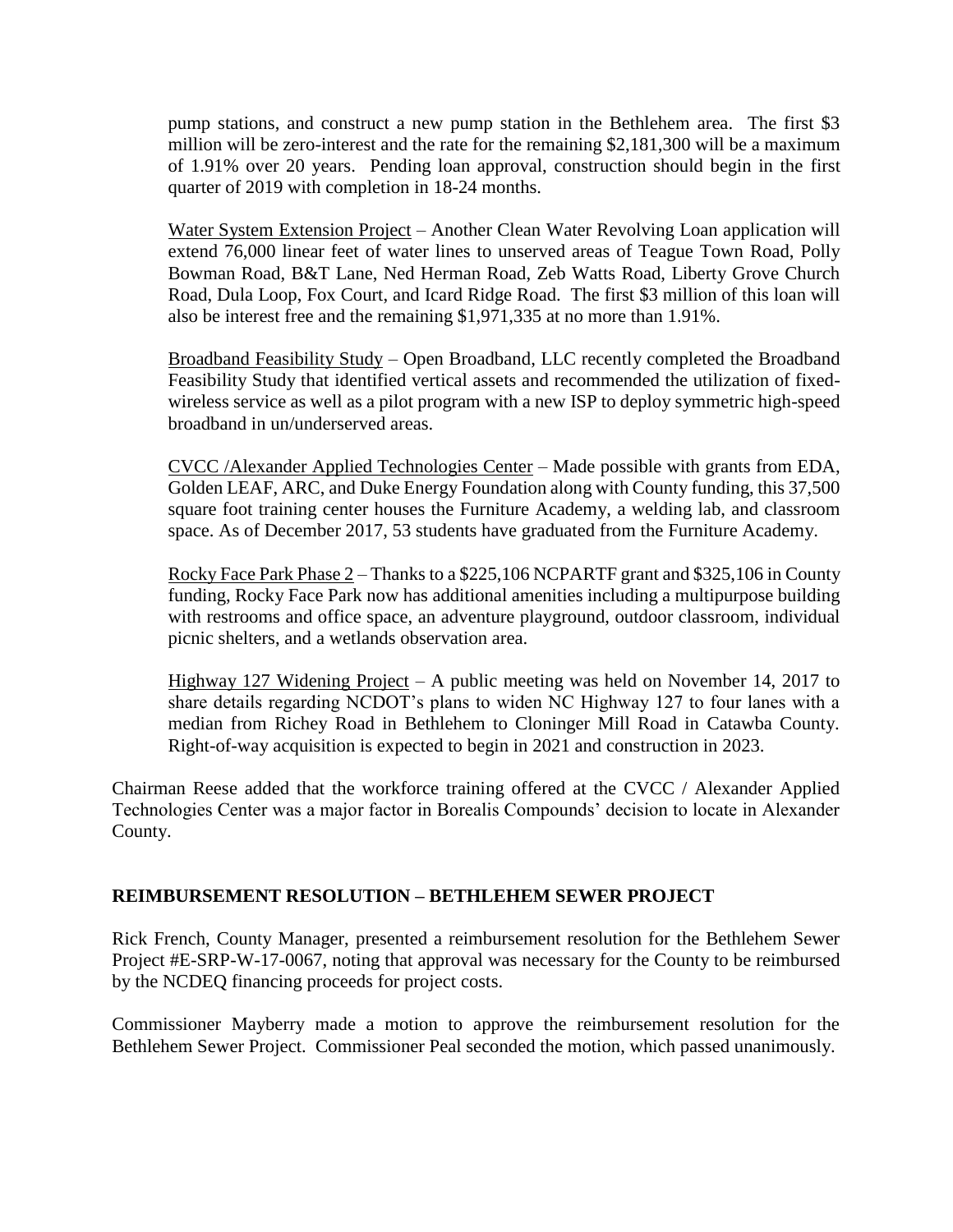pump stations, and construct a new pump station in the Bethlehem area. The first $3 million will be zero-interest and the rate for the remaining $2,181,300 will be a maximum of 1.91% over 20 years. Pending loan approval, construction should begin in the first quarter of 2019 with completion in 18-24 months.

Water System Extension Project – Another Clean Water Revolving Loan application will extend 76,000 linear feet of water lines to unserved areas of Teague Town Road, Polly Bowman Road, B&T Lane, Ned Herman Road, Zeb Watts Road, Liberty Grove Church Road, Dula Loop, Fox Court, and Icard Ridge Road. The first $3 million of this loan will also be interest free and the remaining $1,971,335 at no more than 1.91%.

Broadband Feasibility Study – Open Broadband, LLC recently completed the Broadband Feasibility Study that identified vertical assets and recommended the utilization of fixed-wireless service as well as a pilot program with a new ISP to deploy symmetric high-speed broadband in un/underserved areas.

CVCC /Alexander Applied Technologies Center – Made possible with grants from EDA, Golden LEAF, ARC, and Duke Energy Foundation along with County funding, this 37,500 square foot training center houses the Furniture Academy, a welding lab, and classroom space. As of December 2017, 53 students have graduated from the Furniture Academy.

Rocky Face Park Phase 2 – Thanks to a $225,106 NCPARTF grant and $325,106 in County funding, Rocky Face Park now has additional amenities including a multipurpose building with restrooms and office space, an adventure playground, outdoor classroom, individual picnic shelters, and a wetlands observation area.

Highway 127 Widening Project – A public meeting was held on November 14, 2017 to share details regarding NCDOT's plans to widen NC Highway 127 to four lanes with a median from Richey Road in Bethlehem to Cloninger Mill Road in Catawba County. Right-of-way acquisition is expected to begin in 2021 and construction in 2023.

Chairman Reese added that the workforce training offered at the CVCC / Alexander Applied Technologies Center was a major factor in Borealis Compounds' decision to locate in Alexander County.

**REIMBURSEMENT RESOLUTION – BETHLEHEM SEWER PROJECT**

Rick French, County Manager, presented a reimbursement resolution for the Bethlehem Sewer Project #E-SRP-W-17-0067, noting that approval was necessary for the County to be reimbursed by the NCDEQ financing proceeds for project costs.

Commissioner Mayberry made a motion to approve the reimbursement resolution for the Bethlehem Sewer Project. Commissioner Peal seconded the motion, which passed unanimously.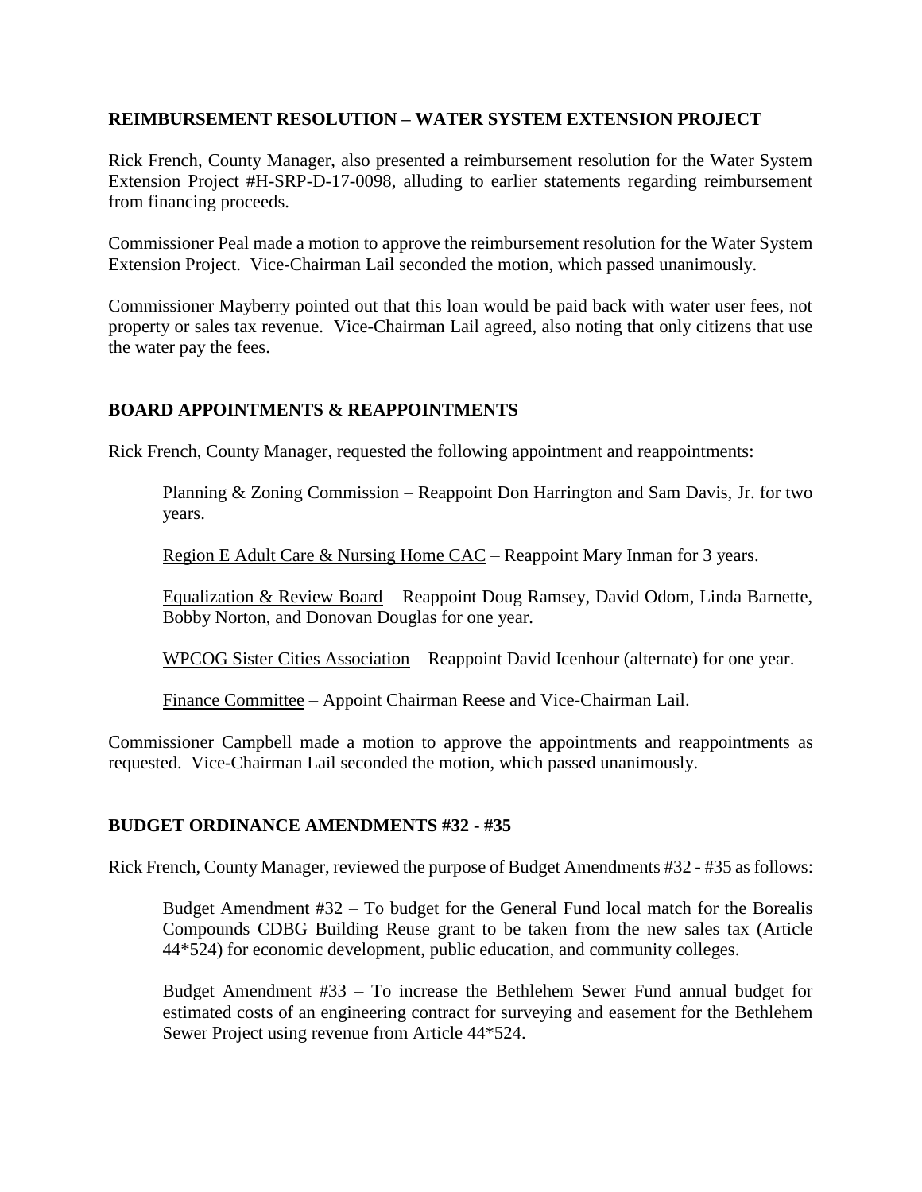## REIMBURSEMENT RESOLUTION – WATER SYSTEM EXTENSION PROJECT

Rick French, County Manager, also presented a reimbursement resolution for the Water System Extension Project #H-SRP-D-17-0098, alluding to earlier statements regarding reimbursement from financing proceeds.

Commissioner Peal made a motion to approve the reimbursement resolution for the Water System Extension Project. Vice-Chairman Lail seconded the motion, which passed unanimously.

Commissioner Mayberry pointed out that this loan would be paid back with water user fees, not property or sales tax revenue. Vice-Chairman Lail agreed, also noting that only citizens that use the water pay the fees.

## BOARD APPOINTMENTS & REAPPOINTMENTS

Rick French, County Manager, requested the following appointment and reappointments:

> Planning & Zoning Commission – Reappoint Don Harrington and Sam Davis, Jr. for two years.
>
> Region E Adult Care & Nursing Home CAC – Reappoint Mary Inman for 3 years.
>
> Equalization & Review Board – Reappoint Doug Ramsey, David Odom, Linda Barnette, Bobby Norton, and Donovan Douglas for one year.
>
> WPCOG Sister Cities Association – Reappoint David Icenhour (alternate) for one year.
>
> Finance Committee – Appoint Chairman Reese and Vice-Chairman Lail.

Commissioner Campbell made a motion to approve the appointments and reappointments as requested. Vice-Chairman Lail seconded the motion, which passed unanimously.

## BUDGET ORDINANCE AMENDMENTS #32 - #35

Rick French, County Manager, reviewed the purpose of Budget Amendments #32 - #35 as follows:

> Budget Amendment #32 – To budget for the General Fund local match for the Borealis Compounds CDBG Building Reuse grant to be taken from the new sales tax (Article 44*524) for economic development, public education, and community colleges.
>
> Budget Amendment #33 – To increase the Bethlehem Sewer Fund annual budget for estimated costs of an engineering contract for surveying and easement for the Bethlehem Sewer Project using revenue from Article 44*524.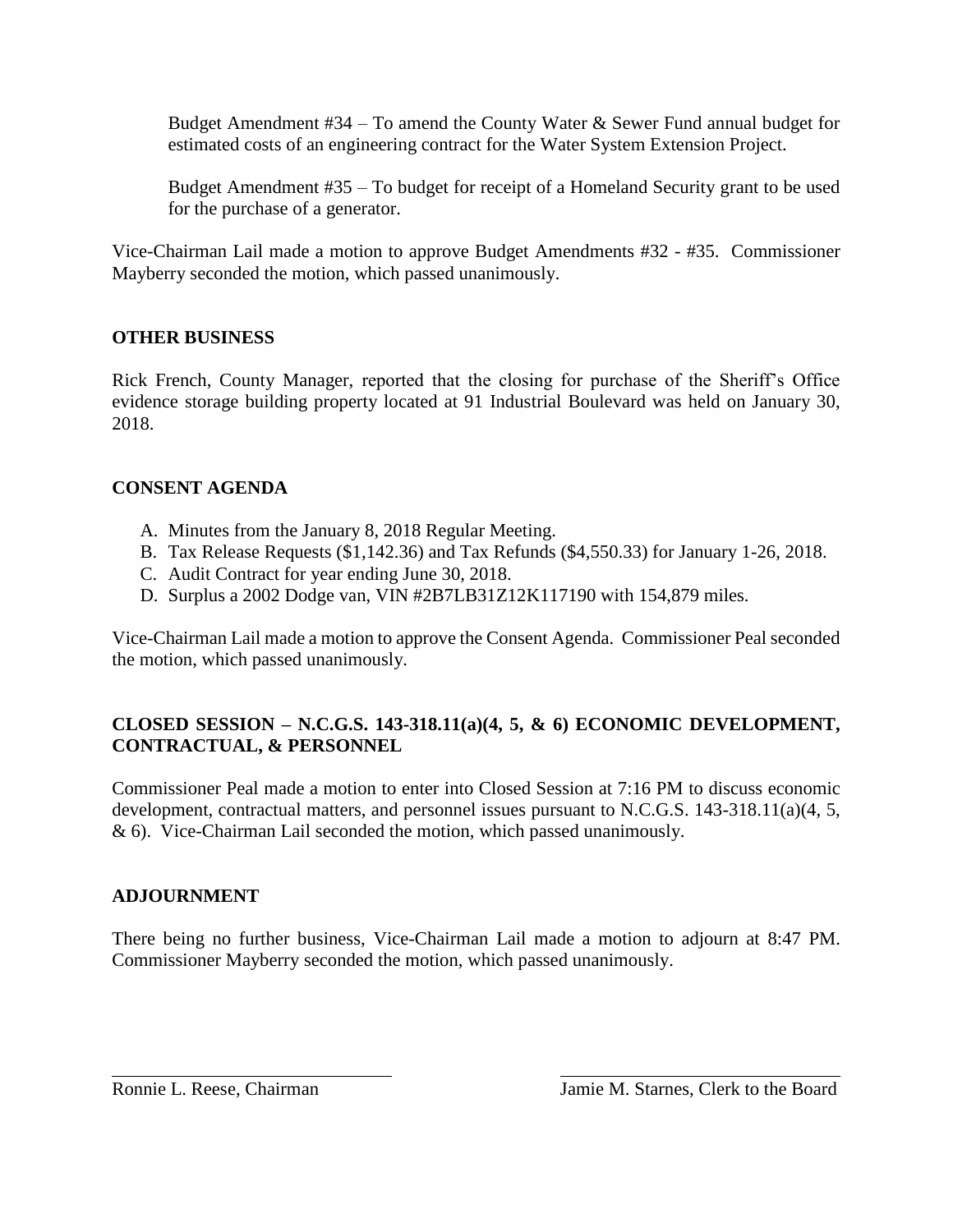Budget Amendment #34 – To amend the County Water & Sewer Fund annual budget for estimated costs of an engineering contract for the Water System Extension Project.

Budget Amendment #35 – To budget for receipt of a Homeland Security grant to be used for the purchase of a generator.

Vice-Chairman Lail made a motion to approve Budget Amendments #32 - #35. Commissioner Mayberry seconded the motion, which passed unanimously.

**OTHER BUSINESS**

Rick French, County Manager, reported that the closing for purchase of the Sheriff's Office evidence storage building property located at 91 Industrial Boulevard was held on January 30, 2018.

**CONSENT AGENDA**

A. Minutes from the January 8, 2018 Regular Meeting.
B. Tax Release Requests ($1,142.36) and Tax Refunds ($4,550.33) for January 1-26, 2018.
C. Audit Contract for year ending June 30, 2018.
D. Surplus a 2002 Dodge van, VIN #2B7LB31Z12K117190 with 154,879 miles.

Vice-Chairman Lail made a motion to approve the Consent Agenda. Commissioner Peal seconded the motion, which passed unanimously.

**CLOSED SESSION – N.C.G.S. 143-318.11(a)(4, 5, & 6) ECONOMIC DEVELOPMENT, CONTRACTUAL, & PERSONNEL**

Commissioner Peal made a motion to enter into Closed Session at 7:16 PM to discuss economic development, contractual matters, and personnel issues pursuant to N.C.G.S. 143-318.11(a)(4, 5, & 6). Vice-Chairman Lail seconded the motion, which passed unanimously.

**ADJOURNMENT**

There being no further business, Vice-Chairman Lail made a motion to adjourn at 8:47 PM. Commissioner Mayberry seconded the motion, which passed unanimously.

Ronnie L. Reese, Chairman

Jamie M. Starnes, Clerk to the Board